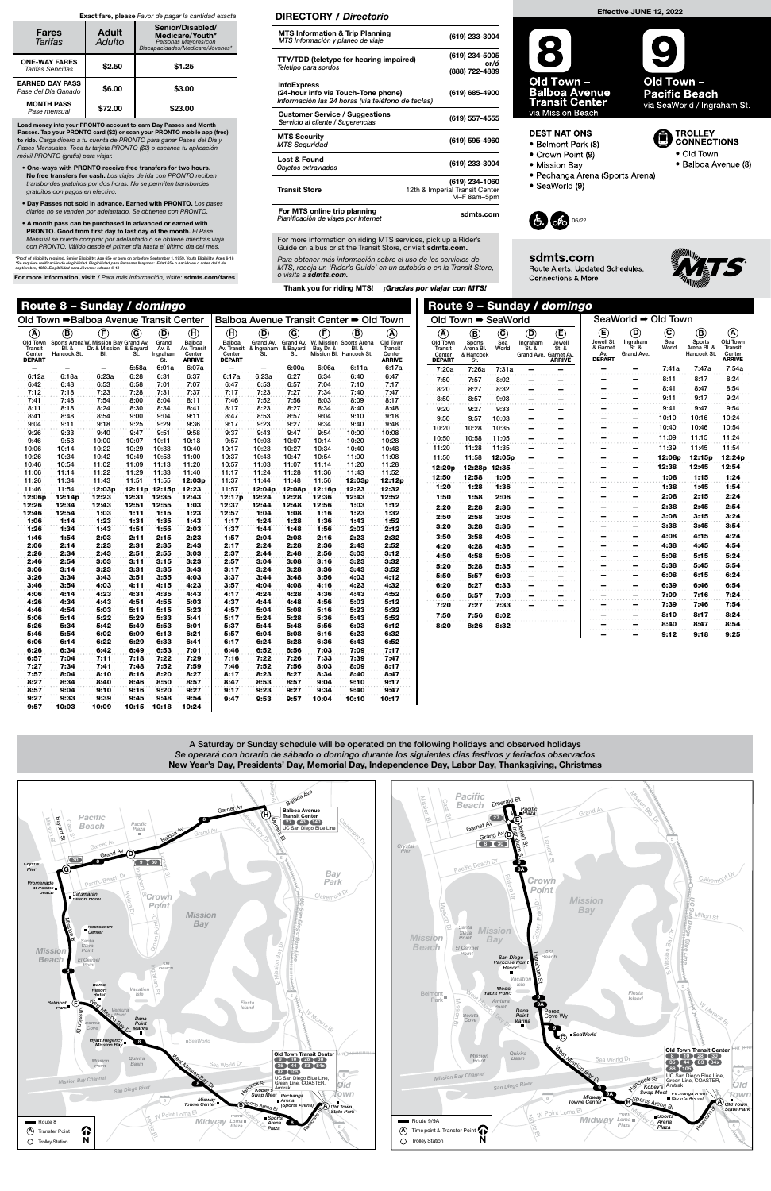**Exact fare, please** *Favor de pagar la cantidad exacta*

| Fares *Tarifas* | Adult *Adulto* | Senior/Disabled/ Medicare/Youth* *Personas Mayores/con Discapacidades/Medicare/Jóvenes** |
|---|---|---|
| ONE-WAY FARES *Tarifas Sencillas* | $2.50 | $1.25 |
| EARNED DAY PASS *Pase del Día Ganado* | $6.00 | $3.00 |
| MONTH PASS *Pase mensual* | $72.00 | $23.00 |

**Load money into your PRONTO account to earn Day Passes and Month Passes. Tap your PRONTO card ($2) or scan your PRONTO mobile app (free) to ride.** *Carga dinero a tu cuenta de PRONTO para ganar Pases del Día y Pases Mensuales. Toca tu tarjeta PRONTO ($2) o escanea tu aplicación móvil PRONTO (gratis) para viajar.*

- **One-ways with PRONTO receive free transfers for two hours. No free transfers for cash.** *Los viajes de ida con PRONTO reciben transbordes gratuitos por dos horas. No se permiten transbordes gratuitos con pagos en efectivo.*
- **Day Passes not sold in advance. Earned with PRONTO.** *Los pases diarios no se venden por adelantado. Se obtienen con PRONTO.*
- **A month pass can be purchased in advanced or earned with PRONTO. Good from first day to last day of the month.** *El Pase Mensual se puede comprar por adelantado o se obtiene mientras viaja con PRONTO. Válido desde el primer día hasta el último día del mes.*

*Proof of eligibility required. Senior Eligibility: Age 65+ or born on or before September 1, 1959. Youth Eligibility: Ages 6-18
*Se requiere verificación de elegibilidad. Elegibilidad para Personas Mayores: Edad 65+ o nacido en o antes del 1 de septiembre, 1959. Elegibilidad para jóvenes: edades 6-18

**For more information, visit:** *Para más información, visite:* **sdmts.com/fares**

## DIRECTORY / *Directorio*

| | |
|---|---|
| MTS Information & Trip Planning *MTS Información y planeo de viaje* | (619) 233-3004 |
| TTY/TDD (teletype for hearing impaired) *Teletipo para sordos* | (619) 234-5005 or/o (888) 722-4889 |
| InfoExpress (24-hour info via Touch-Tone phone) *Información las 24 horas (vía teléfono de teclas)* | (619) 685-4900 |
| Customer Service / Suggestions *Servicio al cliente / Sugerencias* | (619) 557-4555 |
| MTS Security *MTS Seguridad* | (619) 595-4960 |
| Lost & Found *Objetos extraviados* | (619) 233-3004 |
| Transit Store | (619) 234-1060 12th & Imperial Transit Center M–F 8am–5pm |
| For MTS online trip planning *Planificación de viajes por Internet* | sdmts.com |

For more information on riding MTS services, pick up a Rider's Guide on a bus or at the Transit Store, or visit **sdmts.com.**

*Para obtener más información sobre el uso de los servicios de MTS, recoja un 'Rider's Guide' en un autobús o en la Transit Store, o visita a* ***sdmts.com.***

**Thank you for riding MTS!** ***¡Gracias por viajar con MTS!***

**Effective JUNE 12, 2022**

# 8 Old Town – Balboa Avenue Transit Center via Mission Beach

# 9 Old Town – Pacific Beach via SeaWorld / Ingraham St.

**DESTINATIONS**
- Belmont Park (8)
- Crown Point (9)
- Mission Bay
- Pechanga Arena (Sports Arena)
- SeaWorld (9)

**TROLLEY CONNECTIONS**
- Old Town
- Balboa Avenue (8)

06/22

**sdmts.com**
Route Alerts, Updated Schedules, Connections & More

## Route 8 – Sunday / *domingo*

### Old Town ➡ Balboa Avenue Transit Center

| (A) Old Town Transit Center DEPART | (B) Sports Arena Bl. & Hancock St. | (F) W. Mission Bay Dr. & Mission Bl. | (G) Grand Av. & Bayard St. | (D) Grand Av. & Ingraham St. | (H) Balboa Av. Transit Center ARRIVE |
|---|---|---|---|---|---|
| – | – | – | 5:58a | 6:01a | 6:07a |
| 6:12a | 6:18a | 6:23a | 6:28 | 6:31 | 6:37 |
| 6:42 | 6:48 | 6:53 | 6:58 | 7:01 | 7:07 |
| 7:12 | 7:18 | 7:23 | 7:28 | 7:31 | 7:37 |
| 7:41 | 7:48 | 7:54 | 8:00 | 8:04 | 8:11 |
| 8:11 | 8:18 | 8:24 | 8:30 | 8:34 | 8:41 |
| 8:41 | 8:48 | 8:54 | 9:00 | 9:04 | 9:11 |
| 9:04 | 9:11 | 9:18 | 9:25 | 9:29 | 9:36 |
| 9:26 | 9:33 | 9:40 | 9:47 | 9:51 | 9:58 |
| 9:46 | 9:53 | 10:00 | 10:07 | 10:11 | 10:18 |
| 10:06 | 10:14 | 10:22 | 10:29 | 10:33 | 10:40 |
| 10:26 | 10:34 | 10:42 | 10:49 | 10:53 | 11:00 |
| 10:46 | 10:54 | 11:02 | 11:09 | 11:13 | 11:20 |
| 11:06 | 11:14 | 11:22 | 11:29 | 11:33 | 11:40 |
| 11:26 | 11:34 | 11:43 | 11:51 | 11:55 | **12:03p** |
| 11:46 | 11:54 | **12:03p** | **12:11p** | **12:15p** | **12:23** |
| **12:06p** | **12:14p** | **12:23** | **12:31** | **12:35** | **12:43** |
| **12:26** | **12:34** | **12:43** | **12:51** | **12:55** | **1:03** |
| **12:46** | **12:54** | **1:03** | **1:11** | **1:15** | **1:23** |
| **1:06** | **1:14** | **1:23** | **1:31** | **1:35** | **1:43** |
| **1:26** | **1:34** | **1:43** | **1:51** | **1:55** | **2:03** |
| **1:46** | **1:54** | **2:03** | **2:11** | **2:15** | **2:23** |
| **2:06** | **2:14** | **2:23** | **2:31** | **2:35** | **2:43** |
| **2:26** | **2:34** | **2:43** | **2:51** | **2:55** | **3:03** |
| **2:46** | **2:54** | **3:03** | **3:11** | **3:15** | **3:23** |
| **3:06** | **3:14** | **3:23** | **3:31** | **3:35** | **3:43** |
| **3:26** | **3:34** | **3:43** | **3:51** | **3:55** | **4:03** |
| **3:46** | **3:54** | **4:03** | **4:11** | **4:15** | **4:23** |
| **4:06** | **4:14** | **4:23** | **4:31** | **4:35** | **4:43** |
| **4:26** | **4:34** | **4:43** | **4:51** | **4:55** | **5:03** |
| **4:46** | **4:54** | **5:03** | **5:11** | **5:15** | **5:23** |
| **5:06** | **5:14** | **5:22** | **5:29** | **5:33** | **5:41** |
| **5:26** | **5:34** | **5:42** | **5:49** | **5:53** | **6:01** |
| **5:46** | **5:54** | **6:02** | **6:09** | **6:13** | **6:21** |
| **6:06** | **6:14** | **6:22** | **6:29** | **6:33** | **6:41** |
| **6:26** | **6:34** | **6:42** | **6:49** | **6:53** | **7:01** |
| **6:57** | **7:04** | **7:11** | **7:18** | **7:22** | **7:29** |
| **7:27** | **7:34** | **7:41** | **7:48** | **7:52** | **7:59** |
| **7:57** | **8:04** | **8:10** | **8:16** | **8:20** | **8:27** |
| **8:27** | **8:34** | **8:40** | **8:46** | **8:50** | **8:57** |
| **8:57** | **9:04** | **9:10** | **9:16** | **9:20** | **9:27** |
| **9:27** | **9:33** | **9:39** | **9:45** | **9:48** | **9:54** |
| **9:57** | **10:03** | **10:09** | **10:15** | **10:18** | **10:24** |

### Balboa Avenue Transit Center ➡ Old Town

| (H) Balboa Av. Transit Center DEPART | (D) Grand Av. & Ingraham St. | (G) Grand Av. & Bayard St. | (F) W. Mission Bay Dr. & Mission Bl. | (B) Sports Arena Bl. & Hancock St. | (A) Old Town Transit Center ARRIVE |
|---|---|---|---|---|---|
| – | – | 6:00a | 6:06a | 6:11a | 6:17a |
| 6:17a | 6:23a | 6:27 | 6:34 | 6:40 | 6:47 |
| 6:47 | 6:53 | 6:57 | 7:04 | 7:10 | 7:17 |
| 7:17 | 7:23 | 7:27 | 7:34 | 7:40 | 7:47 |
| 7:46 | 7:52 | 7:56 | 8:03 | 8:09 | 8:17 |
| 8:17 | 8:23 | 8:27 | 8:34 | 8:40 | 8:48 |
| 8:47 | 8:53 | 8:57 | 9:04 | 9:10 | 9:18 |
| 9:17 | 9:23 | 9:27 | 9:34 | 9:40 | 9:48 |
| 9:37 | 9:43 | 9:47 | 9:54 | 10:00 | 10:08 |
| 9:57 | 10:03 | 10:07 | 10:14 | 10:20 | 10:28 |
| 10:17 | 10:23 | 10:27 | 10:34 | 10:40 | 10:48 |
| 10:37 | 10:43 | 10:47 | 10:54 | 11:00 | 11:08 |
| 10:57 | 11:03 | 11:07 | 11:14 | 11:20 | 11:28 |
| 11:17 | 11:24 | 11:28 | 11:36 | 11:43 | 11:52 |
| 11:37 | 11:44 | 11:48 | 11:56 | **12:03p** | **12:12p** |
| 11:57 | **12:04p** | **12:08p** | **12:16p** | **12:23** | **12:32** |
| **12:17p** | **12:24** | **12:28** | **12:36** | **12:43** | **12:52** |
| **12:37** | **12:44** | **12:48** | **12:56** | **1:03** | **1:12** |
| **12:57** | **1:04** | **1:08** | **1:16** | **1:23** | **1:32** |
| **1:17** | **1:24** | **1:28** | **1:36** | **1:43** | **1:52** |
| **1:37** | **1:44** | **1:48** | **1:56** | **2:03** | **2:12** |
| **1:57** | **2:04** | **2:08** | **2:16** | **2:23** | **2:32** |
| **2:17** | **2:24** | **2:28** | **2:36** | **2:43** | **2:52** |
| **2:37** | **2:44** | **2:48** | **2:56** | **3:03** | **3:12** |
| **2:57** | **3:04** | **3:08** | **3:16** | **3:23** | **3:32** |
| **3:17** | **3:24** | **3:28** | **3:36** | **3:43** | **3:52** |
| **3:37** | **3:44** | **3:48** | **3:56** | **4:03** | **4:12** |
| **3:57** | **4:04** | **4:08** | **4:16** | **4:23** | **4:32** |
| **4:17** | **4:24** | **4:28** | **4:36** | **4:43** | **4:52** |
| **4:37** | **4:44** | **4:48** | **4:56** | **5:03** | **5:12** |
| **4:57** | **5:04** | **5:08** | **5:16** | **5:23** | **5:32** |
| **5:17** | **5:24** | **5:28** | **5:36** | **5:43** | **5:52** |
| **5:37** | **5:44** | **5:48** | **5:56** | **6:03** | **6:12** |
| **5:57** | **6:04** | **6:08** | **6:16** | **6:23** | **6:32** |
| **6:17** | **6:24** | **6:28** | **6:36** | **6:43** | **6:52** |
| **6:46** | **6:52** | **6:56** | **7:03** | **7:09** | **7:17** |
| **7:16** | **7:22** | **7:26** | **7:33** | **7:39** | **7:47** |
| **7:46** | **7:52** | **7:56** | **8:03** | **8:09** | **8:17** |
| **8:17** | **8:23** | **8:27** | **8:34** | **8:40** | **8:47** |
| **8:47** | **8:53** | **8:57** | **9:04** | **9:10** | **9:17** |
| **9:17** | **9:23** | **9:27** | **9:34** | **9:40** | **9:47** |
| **9:47** | **9:53** | **9:57** | **10:04** | **10:10** | **10:17** |

## Route 9 – Sunday / *domingo*

### Old Town ➡ SeaWorld

| (A) Old Town Transit Center DEPART | (B) Sports Arena Bl. & Hancock St. | (C) Sea World | (D) Ingraham St. & Grand Ave. | (E) Jewell St. & Garnet Av. ARRIVE |
|---|---|---|---|---|
| 7:20a | 7:26a | 7:31a | – | – |
| 7:50 | 7:57 | 8:02 | – | – |
| 8:20 | 8:27 | 8:32 | – | – |
| 8:50 | 8:57 | 9:03 | – | – |
| 9:20 | 9:27 | 9:33 | – | – |
| 9:50 | 9:57 | 10:03 | – | – |
| 10:20 | 10:28 | 10:35 | – | – |
| 10:50 | 10:58 | 11:05 | – | – |
| 11:20 | 11:28 | 11:35 | – | – |
| 11:50 | 11:58 | **12:05p** | – | – |
| **12:20p** | **12:28p** | **12:35** | – | – |
| **12:50** | **12:58** | **1:06** | – | – |
| **1:20** | **1:28** | **1:36** | – | – |
| **1:50** | **1:58** | **2:06** | – | – |
| **2:20** | **2:28** | **2:36** | – | – |
| **2:50** | **2:58** | **3:06** | – | – |
| **3:20** | **3:28** | **3:36** | – | – |
| **3:50** | **3:58** | **4:06** | – | – |
| **4:20** | **4:28** | **4:36** | – | – |
| **4:50** | **4:58** | **5:06** | – | – |
| **5:20** | **5:28** | **5:35** | – | – |
| **5:50** | **5:57** | **6:03** | – | – |
| **6:20** | **6:27** | **6:33** | – | – |
| **6:50** | **6:57** | **7:03** | – | – |
| **7:20** | **7:27** | **7:33** | – | – |
| **7:50** | **7:56** | **8:02** | | |
| **8:20** | **8:26** | **8:32** | | |

### SeaWorld ➡ Old Town

| (E) Jewell St. & Garnet Av. DEPART | (D) Ingraham St. & Grand Ave. | (C) Sea World | (B) Sports Arena Bl. & Hancock St. | (A) Old Town Transit Center ARRIVE |
|---|---|---|---|---|
| – | – | 7:41a | 7:47a | 7:54a |
| – | – | 8:11 | 8:17 | 8:24 |
| – | – | 8:41 | 8:47 | 8:54 |
| – | – | 9:11 | 9:17 | 9:24 |
| – | – | 9:41 | 9:47 | 9:54 |
| – | – | 10:10 | 10:16 | 10:24 |
| – | – | 10:40 | 10:46 | 10:54 |
| – | – | 11:09 | 11:15 | 11:24 |
| – | – | 11:39 | 11:45 | 11:54 |
| – | – | **12:08p** | **12:15p** | **12:24p** |
| – | – | **12:38** | **12:45** | **12:54** |
| – | – | **1:08** | **1:15** | **1:24** |
| – | – | **1:38** | **1:45** | **1:54** |
| – | – | **2:08** | **2:15** | **2:24** |
| – | – | **2:38** | **2:45** | **2:54** |
| – | – | **3:08** | **3:15** | **3:24** |
| – | – | **3:38** | **3:45** | **3:54** |
| – | – | **4:08** | **4:15** | **4:24** |
| – | – | **4:38** | **4:45** | **4:54** |
| – | – | **5:08** | **5:15** | **5:24** |
| – | – | **5:38** | **5:45** | **5:54** |
| – | – | **6:08** | **6:15** | **6:24** |
| – | – | **6:39** | **6:46** | **6:54** |
| – | – | **7:09** | **7:16** | **7:24** |
| – | – | **7:39** | **7:46** | **7:54** |
| – | – | **8:10** | **8:17** | **8:24** |
| – | – | **8:40** | **8:47** | **8:54** |
| – | – | **9:12** | **9:18** | **9:25** |

A Saturday or Sunday schedule will be operated on the following holidays and observed holidays
*Se operará con horario de sábado o domingo durante los siguientes días festivos y feriados observados*
**New Year's Day, Presidents' Day, Memorial Day, Independence Day, Labor Day, Thanksgiving, Christmas**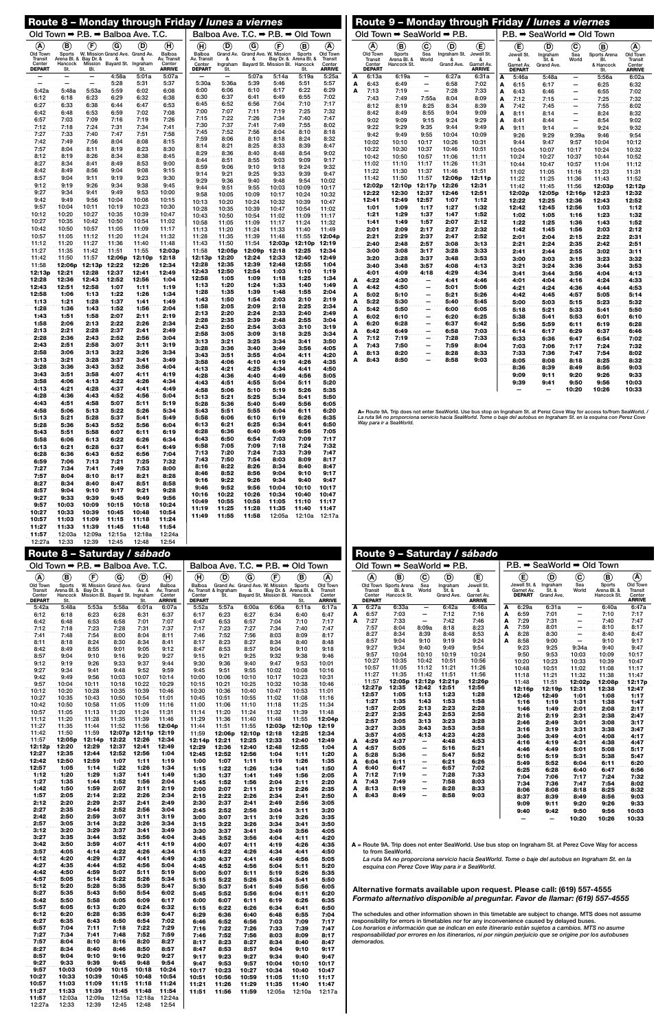## Route 8 – Monday through Friday / *lunes a viernes*

### Old Town ➡ P.B. ➡ Balboa Ave. T.C.

| Ⓐ Old Town Transit Center DEPART | Ⓑ Sports Arena Bl. & Hancock St. | Ⓕ W. Mission Bay Dr. & Mission Bl. | Ⓖ Grand Ave. & Bayard St. | Ⓓ Grand Av. & Ingraham St. | Ⓗ Balboa Av. Transit Center ARRIVE |
|---|---|---|---|---|---|
| — | — | — | 4:58a | 5:01a | 5:07a |
| — | — | — | 5:28 | 5:31 | 5:37 |
| 5:42a | 5:48a | 5:53a | 5:59 | 6:02 | 6:08 |
| 6:12 | 6:18 | 6:23 | 6:29 | 6:32 | 6:38 |
| 6:27 | 6:33 | 6:38 | 6:44 | 6:47 | 6:53 |
| 6:42 | 6:48 | 6:53 | 6:59 | 7:02 | 7:08 |
| 6:57 | 7:03 | 7:09 | 7:16 | 7:19 | 7:26 |
| 7:12 | 7:18 | 7:24 | 7:31 | 7:34 | 7:41 |
| 7:27 | 7:33 | 7:40 | 7:47 | 7:51 | 7:58 |
| 7:42 | 7:49 | 7:56 | 8:04 | 8:08 | 8:15 |
| 7:57 | 8:04 | 8:11 | 8:19 | 8:23 | 8:30 |
| 8:12 | 8:19 | 8:26 | 8:34 | 8:38 | 8:45 |
| 8:27 | 8:34 | 8:41 | 8:49 | 8:53 | 9:00 |
| 8:42 | 8:49 | 8:56 | 9:04 | 9:08 | 9:15 |
| 8:57 | 9:04 | 9:11 | 9:19 | 9:23 | 9:30 |
| 9:12 | 9:19 | 9:26 | 9:34 | 9:38 | 9:45 |
| 9:27 | 9:34 | 9:41 | 9:49 | 9:53 | 10:00 |
| 9:42 | 9:49 | 9:56 | 10:04 | 10:08 | 10:15 |
| 9:57 | 10:04 | 10:11 | 10:19 | 10:23 | 10:30 |
| 10:12 | 10:20 | 10:27 | 10:35 | 10:39 | 10:47 |
| 10:27 | 10:35 | 10:42 | 10:50 | 10:54 | 11:02 |
| 10:42 | 10:50 | 10:57 | 11:05 | 11:09 | 11:17 |
| 10:57 | 11:05 | 11:12 | 11:20 | 11:24 | 11:32 |
| 11:12 | 11:20 | 11:27 | 11:36 | 11:40 | 11:48 |
| 11:27 | 11:35 | 11:42 | 11:51 | 11:55 | 12:03p |
| 11:42 | 11:50 | 11:57 | 12:06p | 12:10p | 12:18 |
| 11:58 | 12:06p | 12:13p | 12:22 | 12:26 | 12:34 |
| 12:13p | 12:21 | 12:28 | 12:37 | 12:41 | 12:49 |
| 12:28 | 12:36 | 12:43 | 12:52 | 12:56 | 1:04 |
| 12:43 | 12:51 | 12:58 | 1:07 | 1:11 | 1:19 |
| 12:58 | 1:06 | 1:13 | 1:22 | 1:26 | 1:34 |
| 1:13 | 1:21 | 1:28 | 1:37 | 1:41 | 1:49 |
| 1:28 | 1:36 | 1:43 | 1:52 | 1:56 | 2:04 |
| 1:43 | 1:51 | 1:58 | 2:07 | 2:11 | 2:19 |
| 1:58 | 2:06 | 2:13 | 2:22 | 2:26 | 2:34 |
| 2:13 | 2:21 | 2:28 | 2:37 | 2:41 | 2:49 |
| 2:28 | 2:36 | 2:43 | 2:52 | 2:56 | 3:04 |
| 2:43 | 2:51 | 2:58 | 3:07 | 3:11 | 3:19 |
| 2:58 | 3:06 | 3:13 | 3:22 | 3:26 | 3:34 |
| 3:13 | 3:21 | 3:28 | 3:37 | 3:41 | 3:49 |
| 3:28 | 3:36 | 3:43 | 3:52 | 3:56 | 4:04 |
| 3:43 | 3:51 | 3:58 | 4:07 | 4:11 | 4:19 |
| 3:58 | 4:06 | 4:13 | 4:22 | 4:26 | 4:34 |
| 4:13 | 4:21 | 4:28 | 4:37 | 4:41 | 4:49 |
| 4:28 | 4:36 | 4:43 | 4:52 | 4:56 | 5:04 |
| 4:43 | 4:51 | 4:58 | 5:07 | 5:11 | 5:19 |
| 4:58 | 5:06 | 5:13 | 5:22 | 5:26 | 5:34 |
| 5:13 | 5:21 | 5:28 | 5:37 | 5:41 | 5:49 |
| 5:28 | 5:36 | 5:43 | 5:52 | 5:56 | 6:04 |
| 5:43 | 5:51 | 5:58 | 6:07 | 6:11 | 6:19 |
| 5:58 | 6:06 | 6:13 | 6:22 | 6:26 | 6:34 |
| 6:13 | 6:21 | 6:28 | 6:37 | 6:41 | 6:49 |
| 6:28 | 6:36 | 6:43 | 6:52 | 6:56 | 7:04 |
| 6:59 | 7:06 | 7:13 | 7:21 | 7:25 | 7:32 |
| 7:27 | 7:34 | 7:41 | 7:49 | 7:53 | 8:00 |
| 7:57 | 8:04 | 8:10 | 8:17 | 8:21 | 8:28 |
| 8:27 | 8:34 | 8:40 | 8:47 | 8:51 | 8:58 |
| 8:57 | 9:04 | 9:10 | 9:17 | 9:21 | 9:28 |
| 9:27 | 9:33 | 9:39 | 9:45 | 9:49 | 9:56 |
| 9:57 | 10:03 | 10:09 | 10:15 | 10:18 | 10:24 |
| 10:27 | 10:33 | 10:39 | 10:45 | 10:48 | 10:54 |
| 10:57 | 11:03 | 11:09 | 11:15 | 11:18 | 11:24 |
| 11:27 | 11:33 | 11:39 | 11:45 | 11:48 | 11:54 |
| 11:57 | 12:03a | 12:09a | 12:15a | 12:18a | 12:24a |
| 12:27a | 12:33 | 12:39 | 12:45 | 12:48 | 12:54 |

### Balboa Ave. T.C. ➡ P.B. ➡ Old Town

| Ⓗ Balboa Av. Transit Center DEPART | Ⓓ Grand Av. & Ingraham St. | Ⓖ Grand Ave. & Bayard St. | Ⓕ W. Mission Bay Dr. & Mission Bl. | Ⓑ Sports Arena Bl. & Hancock St. | Ⓐ Old Town Transit Center ARRIVE |
|---|---|---|---|---|---|
| — | — | 5:07a | 5:14a | 5:19a | 5:25a |
| 5:30a | 5:36a | 5:39 | 5:46 | 5:51 | 5:57 |
| 6:00 | 6:06 | 6:10 | 6:17 | 6:22 | 6:29 |
| 6:30 | 6:37 | 6:41 | 6:49 | 6:55 | 7:02 |
| 6:45 | 6:52 | 6:56 | 7:04 | 7:10 | 7:17 |
| 7:00 | 7:07 | 7:11 | 7:19 | 7:25 | 7:32 |
| 7:15 | 7:22 | 7:26 | 7:34 | 7:40 | 7:47 |
| 7:30 | 7:37 | 7:41 | 7:49 | 7:55 | 8:02 |
| 7:45 | 7:52 | 7:56 | 8:04 | 8:10 | 8:18 |
| 7:59 | 8:06 | 8:10 | 8:18 | 8:24 | 8:32 |
| 8:14 | 8:21 | 8:25 | 8:33 | 8:39 | 8:47 |
| 8:29 | 8:36 | 8:40 | 8:48 | 8:54 | 9:02 |
| 8:44 | 8:51 | 8:55 | 9:03 | 9:09 | 9:17 |
| 8:59 | 9:06 | 9:10 | 9:18 | 9:24 | 9:32 |
| 9:14 | 9:21 | 9:25 | 9:33 | 9:39 | 9:47 |
| 9:29 | 9:36 | 9:40 | 9:48 | 9:54 | 10:02 |
| 9:44 | 9:51 | 9:55 | 10:03 | 10:09 | 10:17 |
| 9:58 | 10:05 | 10:09 | 10:17 | 10:24 | 10:32 |
| 10:13 | 10:20 | 10:24 | 10:32 | 10:39 | 10:47 |
| 10:28 | 10:35 | 10:39 | 10:47 | 10:54 | 11:02 |
| 10:43 | 10:50 | 10:54 | 11:02 | 11:09 | 11:17 |
| 10:58 | 11:05 | 11:09 | 11:17 | 11:24 | 11:32 |
| 11:13 | 11:20 | 11:24 | 11:33 | 11:40 | 11:49 |
| 11:28 | 11:35 | 11:39 | 11:48 | 11:55 | 12:04p |
| 11:43 | 11:50 | 11:54 | 12:03p | 12:10p | 12:19 |
| 11:58 | 12:05p | 12:09p | 12:18 | 12:25 | 12:34 |
| 12:13p | 12:20 | 12:24 | 12:33 | 12:40 | 12:49 |
| 12:28 | 12:35 | 12:39 | 12:48 | 12:55 | 1:04 |
| 12:43 | 12:50 | 12:54 | 1:03 | 1:10 | 1:19 |
| 12:58 | 1:05 | 1:09 | 1:18 | 1:25 | 1:34 |
| 1:13 | 1:20 | 1:24 | 1:33 | 1:40 | 1:49 |
| 1:28 | 1:35 | 1:39 | 1:48 | 1:55 | 2:04 |
| 1:43 | 1:50 | 1:54 | 2:03 | 2:10 | 2:19 |
| 1:58 | 2:05 | 2:09 | 2:18 | 2:25 | 2:34 |
| 2:13 | 2:20 | 2:24 | 2:33 | 2:40 | 2:49 |
| 2:28 | 2:35 | 2:39 | 2:48 | 2:55 | 3:04 |
| 2:43 | 2:50 | 2:54 | 3:03 | 3:10 | 3:19 |
| 2:58 | 3:05 | 3:09 | 3:18 | 3:25 | 3:34 |
| 3:13 | 3:21 | 3:25 | 3:34 | 3:41 | 3:50 |
| 3:28 | 3:36 | 3:40 | 3:49 | 3:56 | 4:05 |
| 3:43 | 3:51 | 3:55 | 4:04 | 4:11 | 4:20 |
| 3:58 | 4:06 | 4:10 | 4:19 | 4:26 | 4:35 |
| 4:13 | 4:21 | 4:25 | 4:34 | 4:41 | 4:50 |
| 4:28 | 4:36 | 4:40 | 4:49 | 4:56 | 5:05 |
| 4:43 | 4:51 | 4:55 | 5:04 | 5:11 | 5:20 |
| 4:58 | 5:06 | 5:10 | 5:19 | 5:26 | 5:35 |
| 5:13 | 5:21 | 5:25 | 5:34 | 5:41 | 5:50 |
| 5:28 | 5:36 | 5:40 | 5:49 | 5:56 | 6:05 |
| 5:43 | 5:51 | 5:55 | 6:04 | 6:11 | 6:20 |
| 5:58 | 6:06 | 6:10 | 6:19 | 6:26 | 6:35 |
| 6:13 | 6:21 | 6:25 | 6:34 | 6:41 | 6:50 |
| 6:28 | 6:36 | 6:40 | 6:49 | 6:56 | 7:05 |
| 6:43 | 6:50 | 6:54 | 7:03 | 7:09 | 7:17 |
| 6:58 | 7:05 | 7:09 | 7:18 | 7:24 | 7:32 |
| 7:13 | 7:20 | 7:24 | 7:33 | 7:39 | 7:47 |
| 7:43 | 7:50 | 7:54 | 8:03 | 8:09 | 8:17 |
| 8:16 | 8:22 | 8:26 | 8:34 | 8:40 | 8:47 |
| 8:46 | 8:52 | 8:56 | 9:04 | 9:10 | 9:17 |
| 9:16 | 9:22 | 9:26 | 9:34 | 9:40 | 9:47 |
| 9:46 | 9:52 | 9:56 | 10:04 | 10:10 | 10:17 |
| 10:16 | 10:22 | 10:26 | 10:34 | 10:40 | 10:47 |
| 10:49 | 10:55 | 10:58 | 11:05 | 11:10 | 11:17 |
| 11:19 | 11:25 | 11:28 | 11:35 | 11:40 | 11:47 |
| 11:49 | 11:55 | 11:58 | 12:05a | 12:10a | 12:17a |

## Route 9 – Monday through Friday / *lunes a viernes*

### Old Town ➡ SeaWorld ➡ P.B.

| | Ⓐ Old Town Transit Center DEPART | Ⓑ Sports Arena Bl. & Hancock St. | Ⓒ Sea World | Ⓓ Ingraham St. & Grand Ave. | Ⓔ Jewell St. & Garnet Av. ARRIVE |
|---|---|---|---|---|---|
| A | 6:13a | 6:19a | — | 6:27a | 6:31a |
| A | 6:43 | 6:49 | — | 6:58 | 7:02 |
| A | 7:13 | 7:19 | — | 7:28 | 7:33 |
| | 7:43 | 7:49 | 7:55a | 8:04 | 8:09 |
| | 8:12 | 8:19 | 8:25 | 8:34 | 8:39 |
| | 8:42 | 8:49 | 8:55 | 9:04 | 9:09 |
| | 9:02 | 9:09 | 9:15 | 9:24 | 9:29 |
| | 9:22 | 9:29 | 9:35 | 9:44 | 9:49 |
| | 9:42 | 9:49 | 9:55 | 10:04 | 10:09 |
| | 10:02 | 10:10 | 10:17 | 10:26 | 10:31 |
| | 10:22 | 10:30 | 10:37 | 10:46 | 10:51 |
| | 10:42 | 10:50 | 10:57 | 11:06 | 11:11 |
| | 11:02 | 11:10 | 11:17 | 11:26 | 11:31 |
| | 11:22 | 11:30 | 11:37 | 11:46 | 11:51 |
| | 11:42 | 11:50 | 11:57 | 12:06p | 12:11p |
| | 12:02p | 12:10p | 12:17p | 12:26 | 12:31 |
| | 12:22 | 12:30 | 12:37 | 12:46 | 12:51 |
| | 12:41 | 12:49 | 12:57 | 1:07 | 1:12 |
| | 1:01 | 1:09 | 1:17 | 1:27 | 1:32 |
| | 1:21 | 1:29 | 1:37 | 1:47 | 1:52 |
| | 1:41 | 1:49 | 1:57 | 2:07 | 2:12 |
| | 2:01 | 2:09 | 2:17 | 2:27 | 2:32 |
| | 2:21 | 2:29 | 2:37 | 2:47 | 2:52 |
| | 2:40 | 2:48 | 2:57 | 3:08 | 3:13 |
| | 3:00 | 3:08 | 3:17 | 3:28 | 3:33 |
| | 3:20 | 3:28 | 3:37 | 3:48 | 3:53 |
| | 3:40 | 3:48 | 3:57 | 4:08 | 4:13 |
| | 4:01 | 4:09 | 4:18 | 4:29 | 4:34 |
| A | 4:22 | 4:30 | — | 4:41 | 4:46 |
| A | 4:42 | 4:50 | — | 5:01 | 5:06 |
| A | 5:02 | 5:10 | — | 5:21 | 5:26 |
| A | 5:22 | 5:30 | — | 5:40 | 5:45 |
| A | 5:42 | 5:50 | — | 6:00 | 6:05 |
| A | 6:02 | 6:10 | — | 6:20 | 6:25 |
| A | 6:20 | 6:28 | — | 6:37 | 6:42 |
| A | 6:42 | 6:49 | — | 6:58 | 7:03 |
| A | 7:12 | 7:19 | — | 7:28 | 7:33 |
| A | 7:43 | 7:50 | — | 7:59 | 8:04 |
| A | 8:13 | 8:20 | — | 8:28 | 8:33 |
| A | 8:43 | 8:50 | — | 8:58 | 9:03 |

### P.B. ➡ SeaWorld ➡ Old Town

| | Ⓔ Jewell St. & Garnet Av. DEPART | Ⓓ Ingraham St. & Grand Ave. | Ⓒ Sea World | Ⓑ Sports Arena Bl. & Hancock St. | Ⓐ Old Town Transit Center ARRIVE |
|---|---|---|---|---|---|
| A | 5:46a | 5:48a | — | 5:56a | 6:02a |
| A | 6:15 | 6:17 | — | 6:25 | 6:32 |
| A | 6:43 | 6:46 | — | 6:55 | 7:02 |
| A | 7:12 | 7:15 | — | 7:25 | 7:32 |
| A | 7:42 | 7:45 | — | 7:55 | 8:02 |
| A | 8:11 | 8:14 | — | 8:24 | 8:32 |
| A | 8:41 | 8:44 | — | 8:54 | 9:02 |
| A | 9:11 | 9:14 | — | 9:24 | 9:32 |
| | 9:26 | 9:29 | 9:39a | 9:46 | 9:54 |
| | 9:44 | 9:47 | 9:57 | 10:04 | 10:12 |
| | 10:04 | 10:07 | 10:17 | 10:24 | 10:32 |
| | 10:24 | 10:27 | 10:37 | 10:44 | 10:52 |
| | 10:44 | 10:47 | 10:57 | 11:04 | 11:12 |
| | 11:02 | 11:05 | 11:16 | 11:23 | 11:31 |
| | 11:22 | 11:25 | 11:36 | 11:43 | 11:52 |
| | 11:42 | 11:45 | 11:56 | 12:03p | 12:12p |
| | 12:02p | 12:05p | 12:16p | 12:23 | 12:32 |
| | 12:22 | 12:25 | 12:36 | 12:43 | 12:52 |
| | 12:42 | 12:45 | 12:56 | 1:03 | 1:12 |
| | 1:02 | 1:05 | 1:16 | 1:23 | 1:32 |
| | 1:22 | 1:25 | 1:36 | 1:43 | 1:52 |
| | 1:42 | 1:45 | 1:56 | 2:03 | 2:12 |
| | 2:01 | 2:04 | 2:15 | 2:22 | 2:31 |
| | 2:21 | 2:24 | 2:35 | 2:42 | 2:51 |
| | 2:41 | 2:44 | 2:55 | 3:02 | 3:11 |
| | 3:00 | 3:03 | 3:15 | 3:23 | 3:32 |
| | 3:21 | 3:24 | 3:36 | 3:44 | 3:53 |
| | 3:41 | 3:44 | 3:56 | 4:04 | 4:13 |
| | 4:01 | 4:04 | 4:16 | 4:24 | 4:33 |
| | 4:21 | 4:24 | 4:36 | 4:44 | 4:53 |
| | 4:42 | 4:45 | 4:57 | 5:05 | 5:14 |
| | 5:00 | 5:03 | 5:15 | 5:23 | 5:32 |
| | 5:18 | 5:21 | 5:33 | 5:41 | 5:50 |
| | 5:38 | 5:41 | 5:53 | 6:01 | 6:10 |
| | 5:56 | 5:59 | 6:11 | 6:19 | 6:28 |
| | 6:14 | 6:17 | 6:29 | 6:37 | 6:46 |
| | 6:33 | 6:36 | 6:47 | 6:54 | 7:02 |
| | 7:03 | 7:06 | 7:17 | 7:24 | 7:32 |
| | 7:33 | 7:36 | 7:47 | 7:54 | 8:02 |
| | 8:05 | 8:08 | 8:18 | 8:25 | 8:32 |
| | 8:36 | 8:39 | 8:49 | 8:56 | 9:03 |
| | 9:09 | 9:11 | 9:20 | 9:26 | 9:33 |
| | 9:39 | 9:41 | 9:50 | 9:56 | 10:03 |
| | — | — | 10:20 | 10:26 | 10:33 |

**A**= Route 9A. Trip does not enter SeaWorld. Use bus stop on Ingraham St. at Perez Cove Way for access to/from SeaWorld. / *La ruta 9A no proporciona servicio hacia SeaWorld. Tome o baje del autobus en Ingraham St. en la esquina con Perez Cove Way para ir a SeaWorld.*

## Route 8 – Saturday / *sábado*

### Old Town ➡ P.B. ➡ Balboa Ave. T.C.

| Ⓐ Old Town Transit Center DEPART | Ⓑ Sports Arena Bl. & Hancock St. | Ⓕ W. Mission Bay Dr. & Mission Bl. | Ⓖ Grand Ave. & Bayard St. | Ⓓ Grand Av. & Ingraham St. | Ⓗ Balboa Av. Transit Center ARRIVE |
|---|---|---|---|---|---|
| 5:42a | 5:48a | 5:53a | 5:58a | 6:01a | 6:07a |
| 6:12 | 6:18 | 6:23 | 6:28 | 6:31 | 6:37 |
| 6:42 | 6:48 | 6:53 | 6:58 | 7:01 | 7:07 |
| 7:12 | 7:18 | 7:23 | 7:28 | 7:31 | 7:37 |
| 7:41 | 7:48 | 7:54 | 8:00 | 8:04 | 8:11 |
| 8:11 | 8:18 | 8:24 | 8:30 | 8:34 | 8:41 |
| 8:42 | 8:49 | 8:55 | 9:01 | 9:05 | 9:12 |
| 8:57 | 9:04 | 9:10 | 9:16 | 9:20 | 9:27 |
| 9:12 | 9:19 | 9:26 | 9:33 | 9:37 | 9:44 |
| 9:27 | 9:34 | 9:41 | 9:48 | 9:52 | 9:59 |
| 9:42 | 9:49 | 9:56 | 10:03 | 10:07 | 10:14 |
| 9:57 | 10:04 | 10:11 | 10:18 | 10:22 | 10:29 |
| 10:12 | 10:20 | 10:28 | 10:35 | 10:39 | 10:46 |
| 10:27 | 10:35 | 10:43 | 10:50 | 10:54 | 11:01 |
| 10:42 | 10:50 | 10:58 | 11:05 | 11:09 | 11:16 |
| 10:57 | 11:05 | 11:13 | 11:20 | 11:24 | 11:31 |
| 11:12 | 11:20 | 11:28 | 11:35 | 11:39 | 11:46 |
| 11:27 | 11:35 | 11:44 | 11:52 | 11:56 | 12:04p |
| 11:42 | 11:50 | 11:59 | 12:07p | 12:11p | 12:19 |
| 11:57 | 12:05p | 12:14p | 12:22 | 12:26 | 12:34 |
| 12:12p | 12:20 | 12:29 | 12:37 | 12:41 | 12:49 |
| 12:27 | 12:35 | 12:44 | 12:52 | 12:56 | 1:04 |
| 12:42 | 12:50 | 12:59 | 1:07 | 1:11 | 1:19 |
| 12:57 | 1:05 | 1:14 | 1:22 | 1:26 | 1:34 |
| 1:12 | 1:20 | 1:29 | 1:37 | 1:41 | 1:49 |
| 1:27 | 1:35 | 1:44 | 1:52 | 1:56 | 2:04 |
| 1:42 | 1:50 | 1:59 | 2:07 | 2:11 | 2:19 |
| 1:57 | 2:05 | 2:14 | 2:22 | 2:26 | 2:34 |
| 2:12 | 2:20 | 2:29 | 2:37 | 2:41 | 2:49 |
| 2:27 | 2:35 | 2:44 | 2:52 | 2:56 | 3:04 |
| 2:42 | 2:50 | 2:59 | 3:07 | 3:11 | 3:19 |
| 2:57 | 3:05 | 3:14 | 3:22 | 3:26 | 3:34 |
| 3:12 | 3:20 | 3:29 | 3:37 | 3:41 | 3:49 |
| 3:27 | 3:35 | 3:44 | 3:52 | 3:56 | 4:04 |
| 3:42 | 3:50 | 3:59 | 4:07 | 4:11 | 4:19 |
| 3:57 | 4:05 | 4:14 | 4:22 | 4:26 | 4:34 |
| 4:12 | 4:20 | 4:29 | 4:37 | 4:41 | 4:49 |
| 4:27 | 4:35 | 4:44 | 4:52 | 4:56 | 5:04 |
| 4:42 | 4:50 | 4:59 | 5:07 | 5:11 | 5:19 |
| 4:57 | 5:05 | 5:14 | 5:22 | 5:26 | 5:34 |
| 5:12 | 5:20 | 5:28 | 5:35 | 5:39 | 5:47 |
| 5:27 | 5:35 | 5:43 | 5:50 | 5:54 | 6:02 |
| 5:42 | 5:50 | 5:58 | 6:05 | 6:09 | 6:17 |
| 5:57 | 6:05 | 6:13 | 6:20 | 6:24 | 6:32 |
| 6:12 | 6:20 | 6:28 | 6:35 | 6:39 | 6:47 |
| 6:27 | 6:35 | 6:43 | 6:50 | 6:54 | 7:02 |
| 6:57 | 7:04 | 7:11 | 7:18 | 7:22 | 7:29 |
| 7:27 | 7:34 | 7:41 | 7:48 | 7:52 | 7:59 |
| 7:57 | 8:04 | 8:10 | 8:16 | 8:20 | 8:27 |
| 8:27 | 8:34 | 8:40 | 8:46 | 8:50 | 8:57 |
| 8:57 | 9:04 | 9:10 | 9:16 | 9:20 | 9:27 |
| 9:27 | 9:33 | 9:39 | 9:45 | 9:48 | 9:54 |
| 9:57 | 10:03 | 10:09 | 10:15 | 10:18 | 10:24 |
| 10:27 | 10:33 | 10:39 | 10:45 | 10:48 | 10:54 |
| 10:57 | 11:03 | 11:09 | 11:15 | 11:18 | 11:24 |
| 11:27 | 11:33 | 11:39 | 11:45 | 11:48 | 11:54 |
| 11:57 | 12:03a | 12:09a | 12:15a | 12:18a | 12:24a |
| 12:27a | 12:33 | 12:39 | 12:45 | 12:48 | 12:54 |

### Balboa Ave. T.C. ➡ P.B. ➡ Old Town

| Ⓗ Balboa Av. Transit Center DEPART | Ⓓ Grand Av. & Ingraham St. | Ⓖ Grand Ave. & Bayard St. | Ⓕ W. Mission Bay Dr. & Mission Bl. | Ⓑ Sports Arena Bl. & Hancock St. | Ⓐ Old Town Transit Center ARRIVE |
|---|---|---|---|---|---|
| 5:52a | 5:57a | 6:00a | 6:06a | 6:11a | 6:17a |
| 6:17 | 6:23 | 6:27 | 6:34 | 6:40 | 6:47 |
| 6:47 | 6:53 | 6:57 | 7:04 | 7:10 | 7:17 |
| 7:17 | 7:23 | 7:27 | 7:34 | 7:40 | 7:47 |
| 7:46 | 7:52 | 7:56 | 8:03 | 8:09 | 8:17 |
| 8:17 | 8:23 | 8:27 | 8:34 | 8:40 | 8:48 |
| 8:47 | 8:53 | 8:57 | 9:04 | 9:10 | 9:18 |
| 9:15 | 9:21 | 9:25 | 9:32 | 9:38 | 9:46 |
| 9:30 | 9:36 | 9:40 | 9:47 | 9:53 | 10:01 |
| 9:45 | 9:51 | 9:55 | 10:02 | 10:08 | 10:16 |
| 10:00 | 10:06 | 10:10 | 10:17 | 10:23 | 10:31 |
| 10:15 | 10:21 | 10:25 | 10:32 | 10:38 | 10:46 |
| 10:30 | 10:36 | 10:40 | 10:47 | 10:53 | 11:01 |
| 10:45 | 10:51 | 10:55 | 11:02 | 11:08 | 11:16 |
| 11:00 | 11:06 | 11:10 | 11:18 | 11:25 | 11:34 |
| 11:14 | 11:20 | 11:24 | 11:32 | 11:39 | 11:48 |
| 11:29 | 11:36 | 11:40 | 11:48 | 11:55 | 12:04p |
| 11:44 | 11:51 | 11:55 | 12:03p | 12:10p | 12:19 |
| 11:59 | 12:06p | 12:10p | 12:18 | 12:25 | 12:34 |
| 12:14p | 12:21 | 12:25 | 12:33 | 12:40 | 12:49 |
| 12:29 | 12:36 | 12:40 | 12:48 | 12:55 | 1:04 |
| 12:45 | 12:52 | 12:56 | 1:04 | 1:11 | 1:20 |
| 1:00 | 1:07 | 1:11 | 1:19 | 1:26 | 1:35 |
| 1:15 | 1:22 | 1:26 | 1:34 | 1:41 | 1:50 |
| 1:30 | 1:37 | 1:41 | 1:49 | 1:56 | 2:05 |
| 1:45 | 1:52 | 1:56 | 2:04 | 2:11 | 2:20 |
| 2:00 | 2:07 | 2:11 | 2:19 | 2:26 | 2:35 |
| 2:15 | 2:22 | 2:26 | 2:34 | 2:41 | 2:50 |
| 2:30 | 2:37 | 2:41 | 2:49 | 2:56 | 3:05 |
| 2:45 | 2:52 | 2:56 | 3:04 | 3:11 | 3:20 |
| 3:00 | 3:07 | 3:11 | 3:19 | 3:26 | 3:35 |
| 3:15 | 3:22 | 3:26 | 3:34 | 3:41 | 3:50 |
| 3:30 | 3:37 | 3:41 | 3:49 | 3:56 | 4:05 |
| 3:45 | 3:52 | 3:56 | 4:04 | 4:11 | 4:20 |
| 4:00 | 4:07 | 4:11 | 4:19 | 4:26 | 4:35 |
| 4:15 | 4:22 | 4:26 | 4:34 | 4:41 | 4:50 |
| 4:30 | 4:37 | 4:41 | 4:49 | 4:56 | 5:05 |
| 4:45 | 4:52 | 4:56 | 5:04 | 5:11 | 5:20 |
| 5:00 | 5:07 | 5:11 | 5:19 | 5:26 | 5:35 |
| 5:15 | 5:22 | 5:26 | 5:34 | 5:41 | 5:50 |
| 5:30 | 5:37 | 5:41 | 5:49 | 5:56 | 6:05 |
| 5:45 | 5:52 | 5:56 | 6:04 | 6:11 | 6:20 |
| 6:00 | 6:07 | 6:11 | 6:19 | 6:26 | 6:35 |
| 6:15 | 6:22 | 6:26 | 6:34 | 6:41 | 6:50 |
| 6:29 | 6:36 | 6:40 | 6:48 | 6:55 | 7:04 |
| 6:46 | 6:52 | 6:56 | 7:03 | 7:09 | 7:17 |
| 7:16 | 7:22 | 7:26 | 7:33 | 7:39 | 7:47 |
| 7:46 | 7:52 | 7:56 | 8:03 | 8:09 | 8:17 |
| 8:17 | 8:23 | 8:27 | 8:34 | 8:40 | 8:47 |
| 8:47 | 8:53 | 8:57 | 9:04 | 9:10 | 9:17 |
| 9:17 | 9:23 | 9:27 | 9:34 | 9:40 | 9:47 |
| 9:47 | 9:53 | 9:57 | 10:04 | 10:10 | 10:17 |
| 10:17 | 10:23 | 10:27 | 10:34 | 10:40 | 10:47 |
| 10:51 | 10:56 | 10:59 | 11:05 | 11:10 | 11:17 |
| 11:21 | 11:26 | 11:29 | 11:35 | 11:40 | 11:47 |
| 11:51 | 11:56 | 11:59 | 12:05a | 12:10a | 12:17a |

## Route 9 – Saturday / *sábado*

### Old Town ➡ SeaWorld ➡ P.B.

| | Ⓐ Old Town Transit Center DEPART | Ⓑ Sports Arena Bl. & Hancock St. | Ⓒ Sea World | Ⓓ Ingraham St. & Grand Ave. | Ⓔ Jewell St. & Garnet Av. ARRIVE |
|---|---|---|---|---|---|
| A | 6:27a | 6:33a | — | 6:42a | 6:46a |
| A | 6:57 | 7:03 | — | 7:12 | 7:16 |
| A | 7:27 | 7:33 | — | 7:42 | 7:46 |
| | 7:57 | 8:04 | 8:09a | 8:18 | 8:23 |
| | 8:27 | 8:34 | 8:39 | 8:48 | 8:53 |
| | 8:57 | 9:04 | 9:10 | 9:19 | 9:24 |
| | 9:27 | 9:34 | 9:40 | 9:49 | 9:54 |
| | 9:57 | 10:04 | 10:10 | 10:19 | 10:24 |
| | 10:27 | 10:35 | 10:42 | 10:51 | 10:56 |
| | 10:57 | 11:05 | 11:12 | 11:21 | 11:26 |
| | 11:27 | 11:35 | 11:42 | 11:51 | 11:56 |
| | 11:57 | 12:05p | 12:12p | 12:21p | 12:26p |
| | 12:27p | 12:35 | 12:42 | 12:51 | 12:56 |
| | 12:57 | 1:05 | 1:13 | 1:23 | 1:28 |
| | 1:27 | 1:35 | 1:43 | 1:53 | 1:58 |
| | 1:57 | 2:05 | 2:13 | 2:23 | 2:28 |
| | 2:27 | 2:35 | 2:43 | 2:53 | 2:58 |
| | 2:57 | 3:05 | 3:13 | 3:23 | 3:28 |
| | 3:27 | 3:35 | 3:43 | 3:53 | 3:58 |
| | 3:57 | 4:05 | 4:13 | 4:23 | 4:28 |
| A | 4:29 | 4:37 | — | 4:48 | 4:53 |
| A | 4:57 | 5:05 | — | 5:16 | 5:21 |
| A | 5:28 | 5:36 | — | 5:47 | 5:52 |
| A | 6:04 | 6:11 | — | 6:21 | 6:26 |
| A | 6:40 | 6:47 | — | 6:57 | 7:02 |
| A | 7:12 | 7:19 | — | 7:28 | 7:33 |
| A | 7:43 | 7:49 | — | 7:58 | 8:03 |
| A | 8:13 | 8:19 | — | 8:28 | 8:33 |
| A | 8:43 | 8:49 | — | 8:58 | 9:03 |

### P.B. ➡ SeaWorld ➡ Old Town

| | Ⓔ Jewell St. & Garnet Av. DEPART | Ⓓ Ingraham St. & Grand Ave. | Ⓒ Sea World | Ⓑ Sports Arena Bl. & Hancock St. | Ⓐ Old Town Transit Center ARRIVE |
|---|---|---|---|---|---|
| A | 6:29a | 6:31a | — | 6:40a | 6:47a |
| A | 6:59 | 7:01 | — | 7:10 | 7:17 |
| A | 7:29 | 7:31 | — | 7:40 | 7:47 |
| A | 7:59 | 8:01 | — | 8:10 | 8:17 |
| A | 8:28 | 8:30 | — | 8:40 | 8:47 |
| A | 8:58 | 9:00 | — | 9:10 | 9:17 |
| | 9:23 | 9:25 | 9:34a | 9:40 | 9:47 |
| | 9:50 | 9:53 | 10:03 | 10:09 | 10:17 |
| | 10:20 | 10:23 | 10:33 | 10:39 | 10:47 |
| | 10:48 | 10:51 | 11:02 | 11:08 | 11:17 |
| | 11:18 | 11:21 | 11:32 | 11:38 | 11:47 |
| | 11:48 | 11:51 | 12:02p | 12:08p | 12:17p |
| | 12:16p | 12:19p | 12:31 | 12:38 | 12:47 |
| | 12:46 | 12:49 | 1:01 | 1:08 | 1:17 |
| | 1:16 | 1:19 | 1:31 | 1:38 | 1:47 |
| | 1:46 | 1:49 | 2:01 | 2:08 | 2:17 |
| | 2:16 | 2:19 | 2:31 | 2:38 | 2:47 |
| | 2:46 | 2:49 | 3:01 | 3:08 | 3:17 |
| | 3:16 | 3:19 | 3:31 | 3:38 | 3:47 |
| | 3:46 | 3:49 | 4:01 | 4:08 | 4:17 |
| | 4:16 | 4:19 | 4:31 | 4:38 | 4:47 |
| | 4:46 | 4:49 | 5:01 | 5:08 | 5:17 |
| | 5:16 | 5:19 | 5:31 | 5:38 | 5:47 |
| | 5:49 | 5:52 | 6:04 | 6:11 | 6:20 |
| | 6:25 | 6:28 | 6:40 | 6:47 | 6:56 |
| | 7:04 | 7:06 | 7:17 | 7:24 | 7:32 |
| | 7:34 | 7:36 | 7:47 | 7:54 | 8:02 |
| | 8:06 | 8:08 | 8:18 | 8:25 | 8:32 |
| | 8:37 | 8:39 | 8:49 | 8:56 | 9:03 |
| | 9:09 | 9:11 | 9:20 | 9:26 | 9:33 |
| | 9:40 | 9:42 | 9:50 | 9:56 | 10:03 |
| | — | — | 10:20 | 10:26 | 10:33 |

**A** = Route 9A. Trip does not enter SeaWorld. Use bus stop on Ingraham St. at Perez Cove Way for access to from SeaWorld.
*La ruta 9A no proporciona servicio hacia SeaWorld. Tome o baje del autobus en Ingraham St. en la esquina con Perez Cove Way para ir a SeaWorld.*

**Alternative formats available upon request. Please call: (619) 557-4555**
***Formato alternativo disponible al preguntar. Favor de llamar: (619) 557-4555***

The schedules and other information shown in this timetable are subject to change. MTS does not assume responsibility for errors in timetables nor for any inconvenience caused by delayed buses.
*Los horarios e información que se indican en este itinerario están sujetos a cambios. MTS no asume responsabilidad por errores en los itinerarios, ni por ningún perjuicio que se origine por los autobuses demorados.*